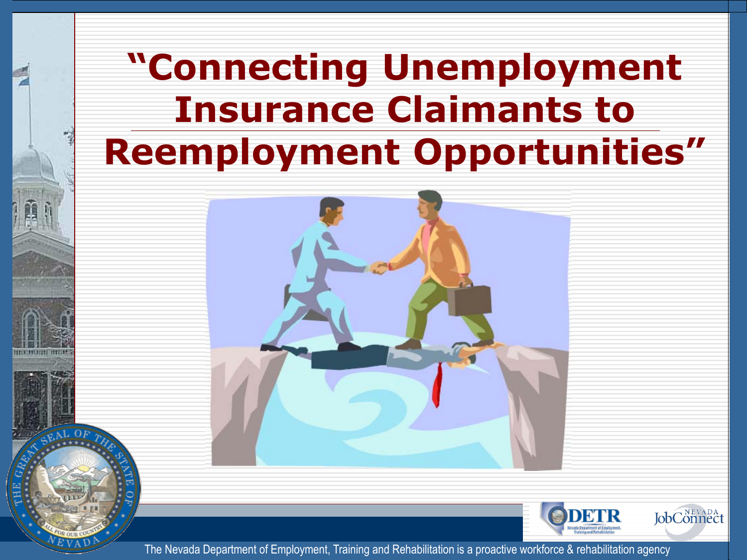# "Connecting Unemployment Insurance Claimants to Reemployment Opportunities"

The Nevada Department of Employment, Training and Rehabilitation is a proactive workforce & rehabilitation agency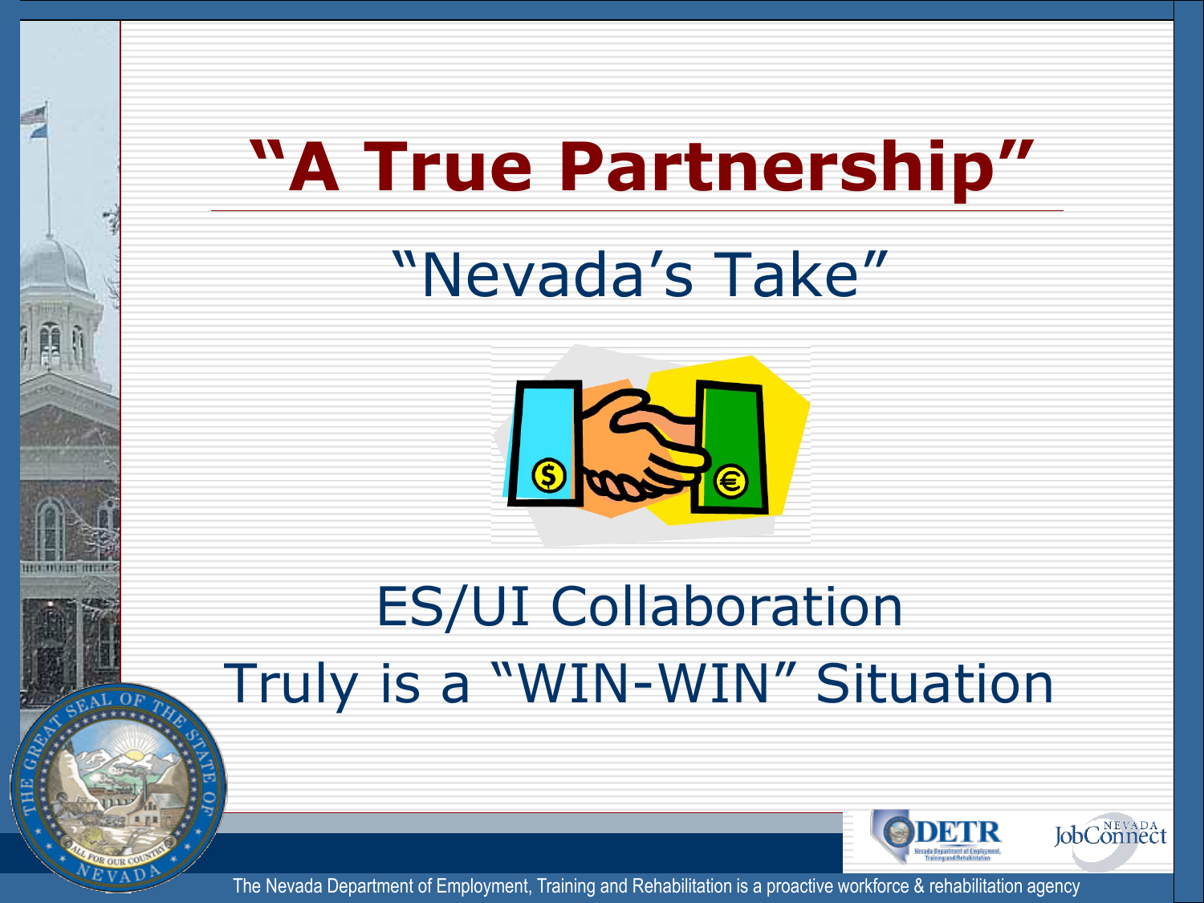# "A True Partnership"

## "Nevada's Take"

ES/UI Collaboration

Truly is a "WIN-WIN" Situation

The Nevada Department of Employment, Training and Rehabilitation is a proactive workforce & rehabilitation agency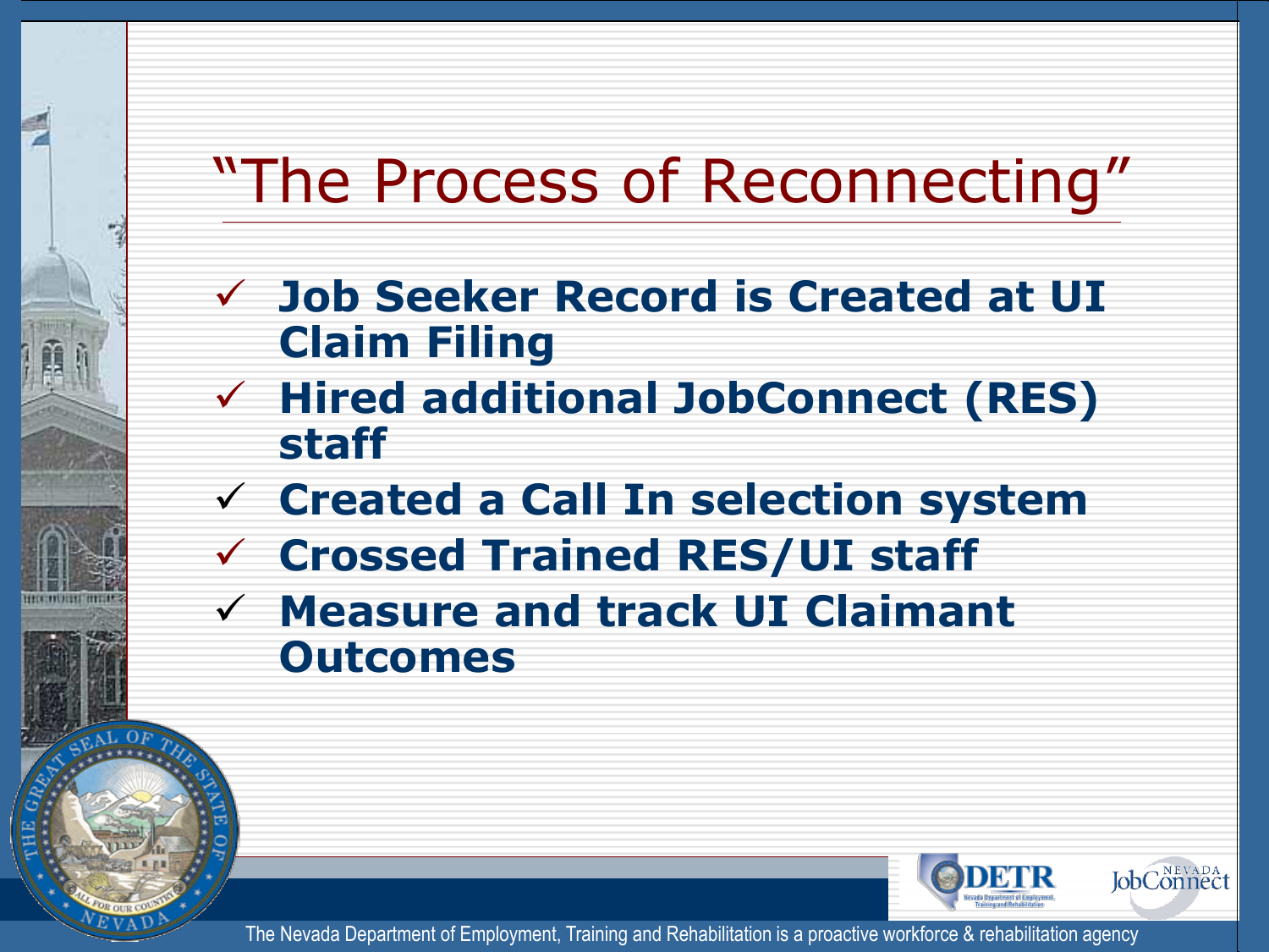# "The Process of Reconnecting"

- ✓ **Job Seeker Record is Created at UI Claim Filing**
- ✓ **Hired additional JobConnect (RES) staff**
- ✓ **Created a Call In selection system**
- ✓ **Crossed Trained RES/UI staff**
- ✓ **Measure and track UI Claimant Outcomes**

The Nevada Department of Employment, Training and Rehabilitation is a proactive workforce & rehabilitation agency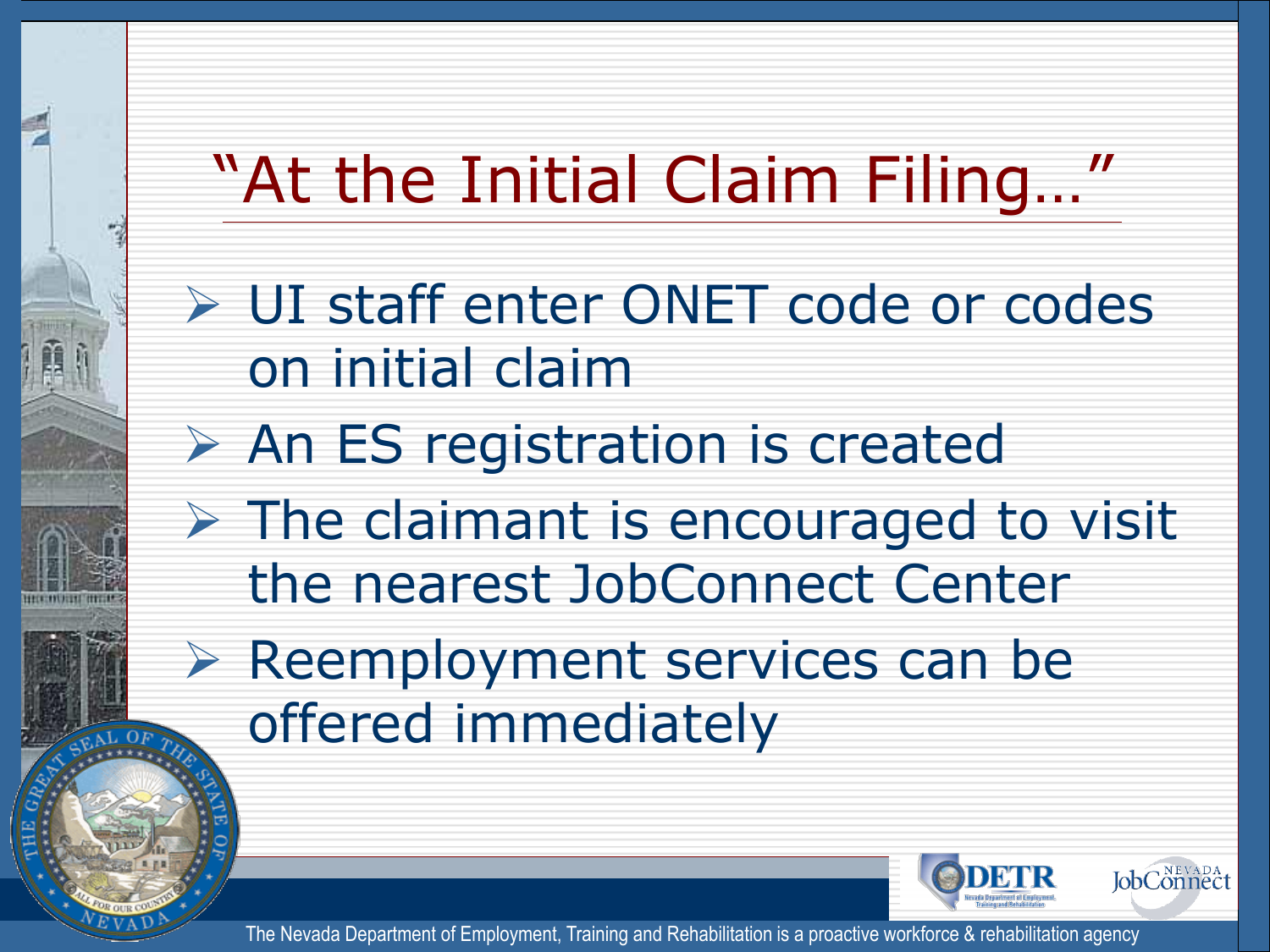# "At the Initial Claim Filing…"

- UI staff enter ONET code or codes on initial claim
- An ES registration is created
- The claimant is encouraged to visit the nearest JobConnect Center
- Reemployment services can be offered immediately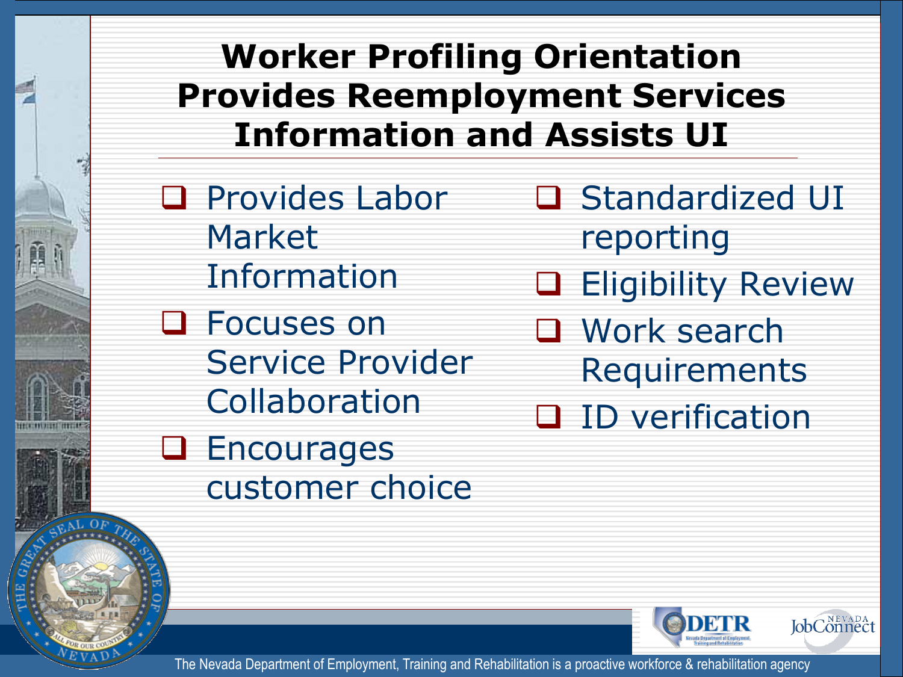# Worker Profiling Orientation Provides Reemployment Services Information and Assists UI

- Provides Labor Market Information
- Focuses on Service Provider Collaboration
- Encourages customer choice
- Standardized UI reporting
- Eligibility Review
- Work search Requirements
- ID verification

The Nevada Department of Employment, Training and Rehabilitation is a proactive workforce & rehabilitation agency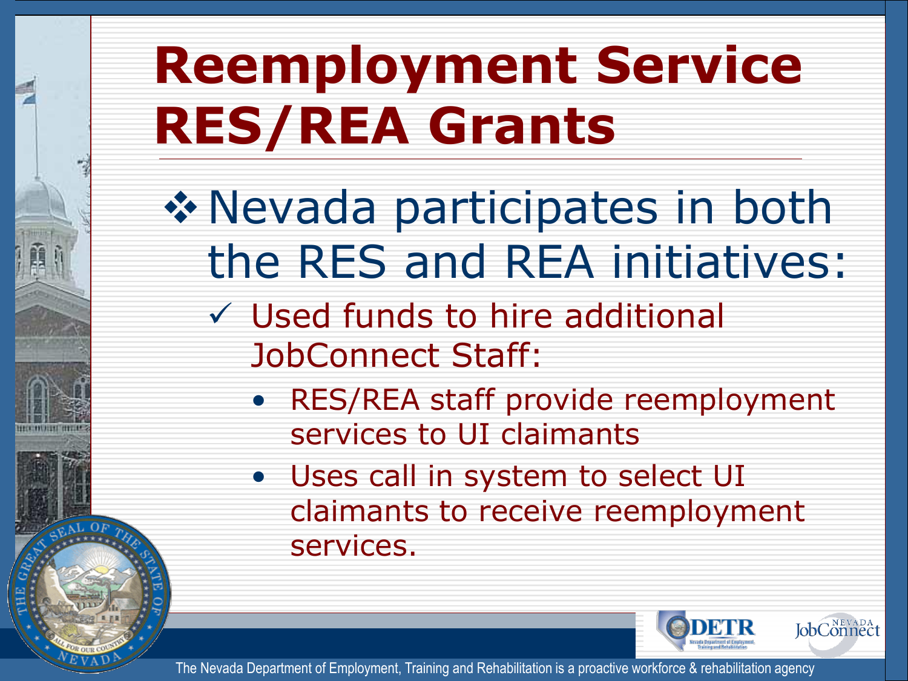# Reemployment Service RES/REA Grants

- Nevada participates in both the RES and REA initiatives:
  - ✓ Used funds to hire additional JobConnect Staff:
    - RES/REA staff provide reemployment services to UI claimants
    - Uses call in system to select UI claimants to receive reemployment services.

The Nevada Department of Employment, Training and Rehabilitation is a proactive workforce & rehabilitation agency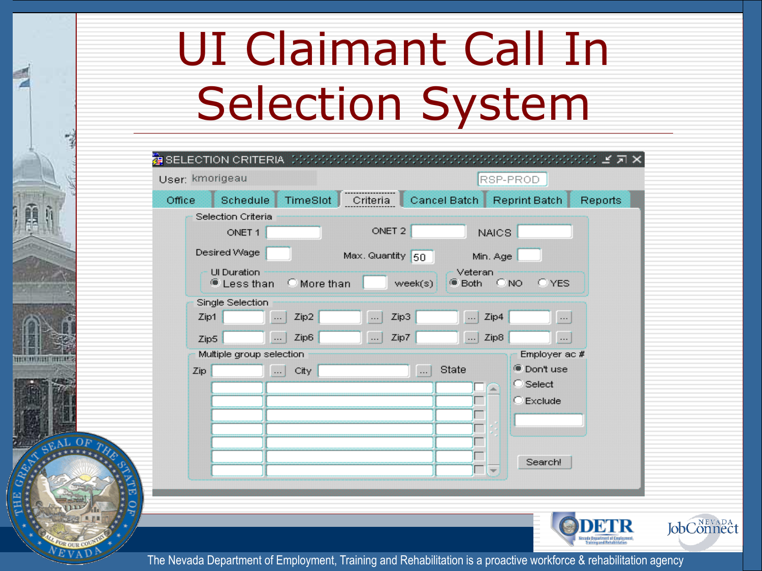# UI Claimant Call In Selection System

SELECTION CRITERIA

User: kmorigeau

RSP-PROD

Office | Schedule | TimeSlot | Criteria | Cancel Batch | Reprint Batch | Reports

**Selection Criteria**

ONET 1 | ONET 2 | NAICS

Desired Wage | Max. Quantity 50 | Min. Age

UI Duration: Less than / More than ___ week(s)

Veteran: Both / NO / YES

**Single Selection**

Zip1 | Zip2 | Zip3 | Zip4

Zip5 | Zip6 | Zip7 | Zip8

**Multiple group selection**

Zip | City | State

**Employer ac #**

- Don't use
- Select
- Exclude

Search!

The Nevada Department of Employment, Training and Rehabilitation is a proactive workforce & rehabilitation agency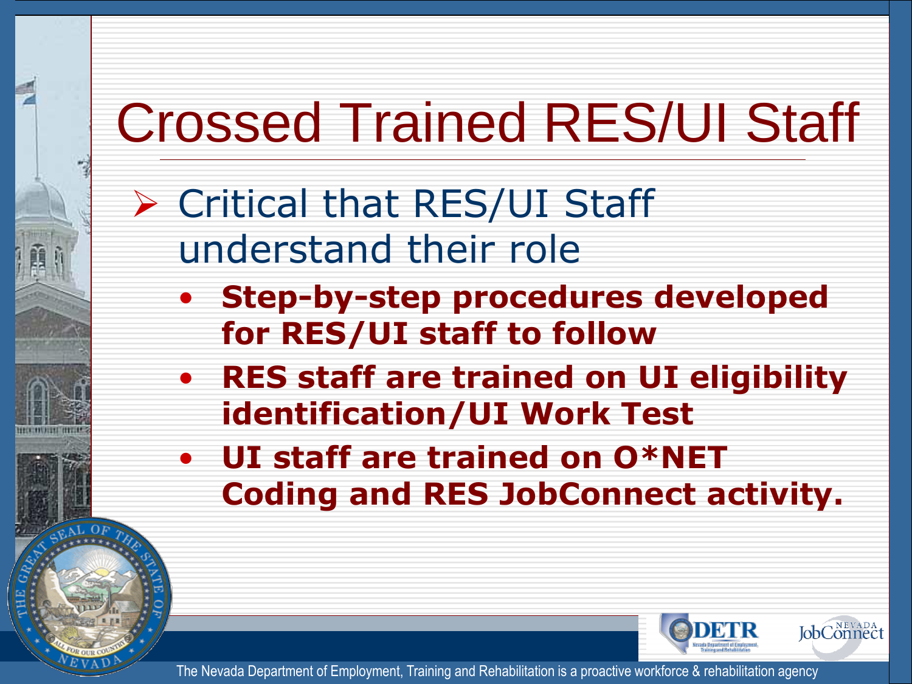# Crossed Trained RES/UI Staff

- Critical that RES/UI Staff understand their role
  - **Step-by-step procedures developed for RES/UI staff to follow**
  - **RES staff are trained on UI eligibility identification/UI Work Test**
  - **UI staff are trained on O*NET Coding and RES JobConnect activity.**

The Nevada Department of Employment, Training and Rehabilitation is a proactive workforce & rehabilitation agency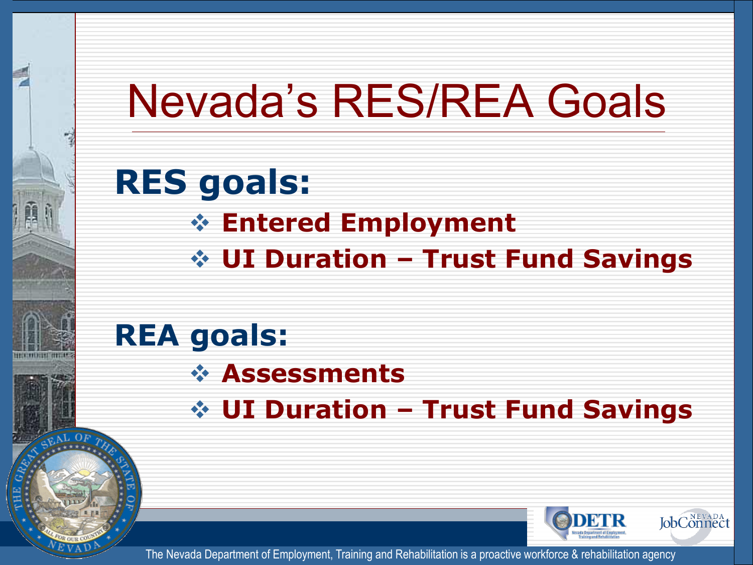# Nevada's RES/REA Goals

## RES goals:

- **Entered Employment**
- **UI Duration – Trust Fund Savings**

## REA goals:

- **Assessments**
- **UI Duration – Trust Fund Savings**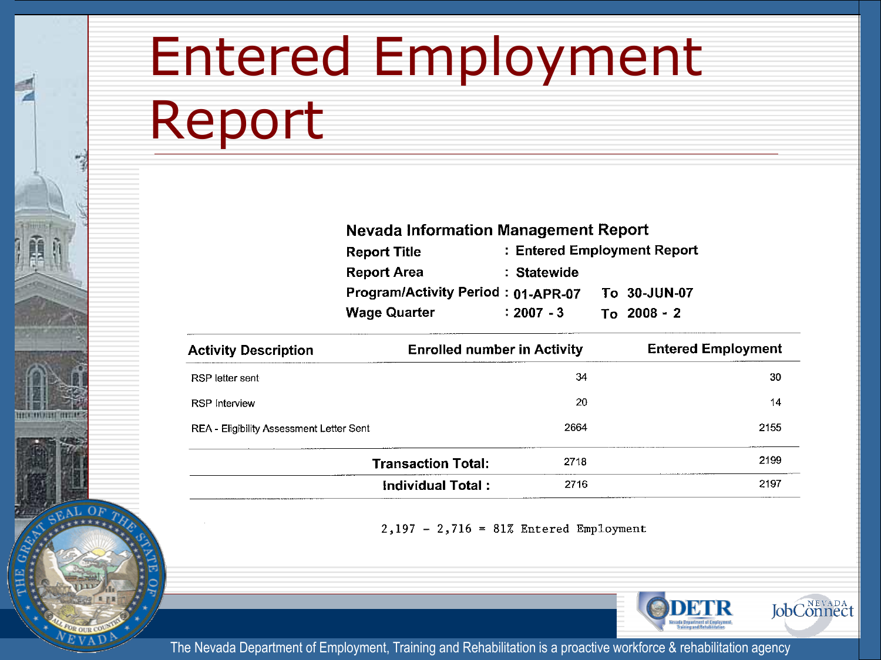# Entered Employment Report

**Nevada Information Management Report**

**Report Title** : Entered Employment Report

**Report Area** : Statewide

**Program/Activity Period** : 01-APR-07 To 30-JUN-07

**Wage Quarter** : 2007 - 3 To 2008 - 2

| Activity Description | Enrolled number in Activity | Entered Employment |
|---|---|---|
| RSP letter sent | 34 | 30 |
| RSP Interview | 20 | 14 |
| REA - Eligibility Assessment Letter Sent | 2664 | 2155 |
| **Transaction Total:** | 2718 | 2199 |
| **Individual Total :** | 2716 | 2197 |

2,197 – 2,716 = 81% Entered Employment

The Nevada Department of Employment, Training and Rehabilitation is a proactive workforce & rehabilitation agency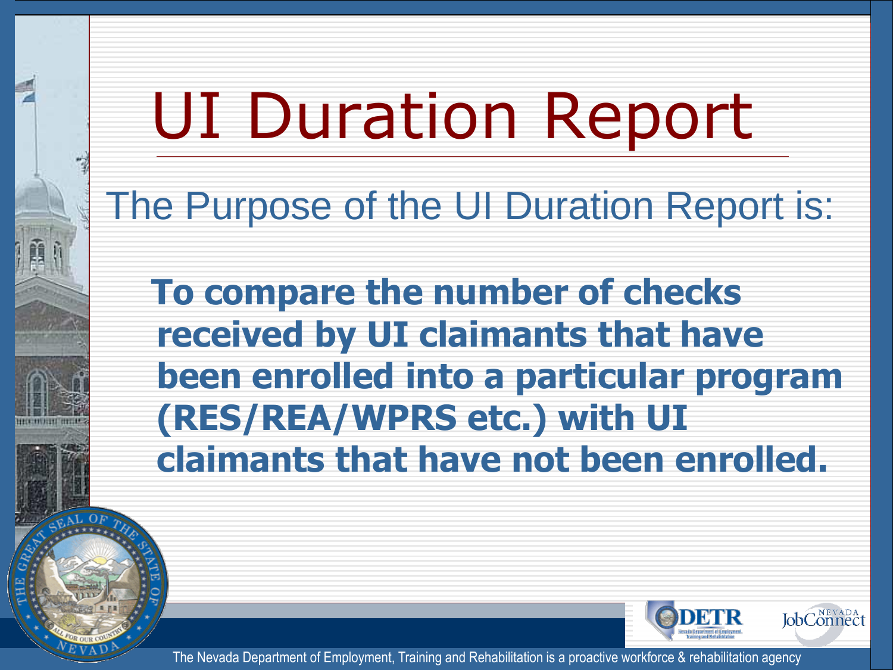# UI Duration Report

## The Purpose of the UI Duration Report is:

**To compare the number of checks received by UI claimants that have been enrolled into a particular program (RES/REA/WPRS etc.) with UI claimants that have not been enrolled.**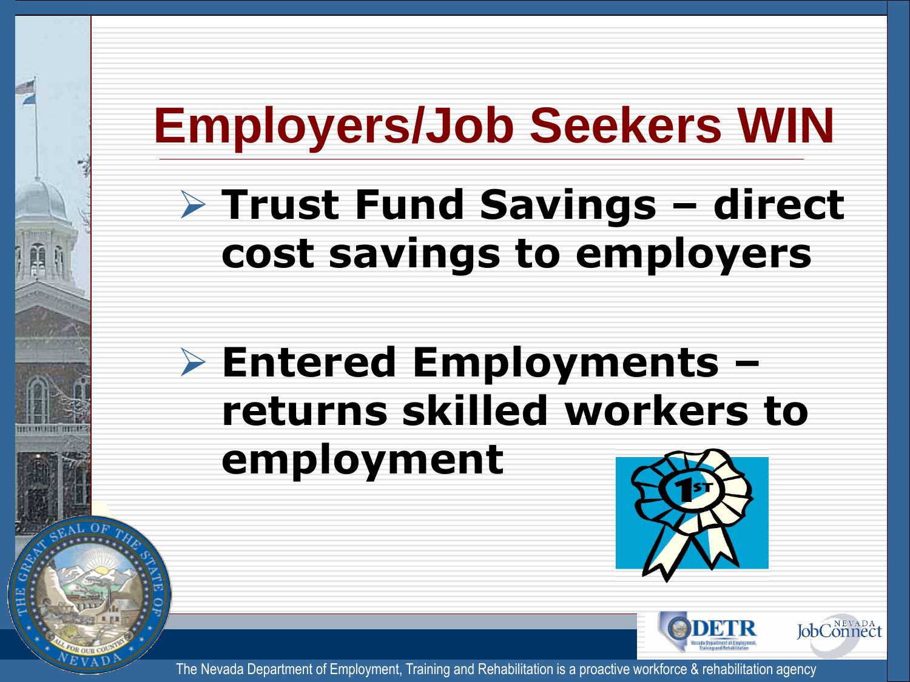# Employers/Job Seekers WIN

- **Trust Fund Savings – direct cost savings to employers**
- **Entered Employments – returns skilled workers to employment**

The Nevada Department of Employment, Training and Rehabilitation is a proactive workforce & rehabilitation agency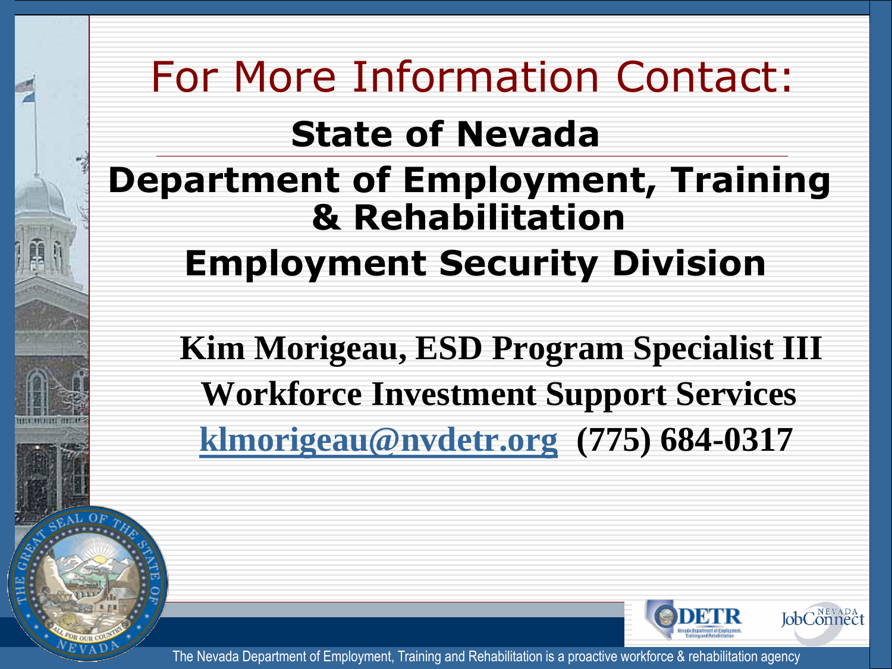# For More Information Contact:

## State of Nevada

## Department of Employment, Training & Rehabilitation

## Employment Security Division

**Kim Morigeau, ESD Program Specialist III**

**Workforce Investment Support Services**

**klmorigeau@nvdetr.org (775) 684-0317**

The Nevada Department of Employment, Training and Rehabilitation is a proactive workforce & rehabilitation agency